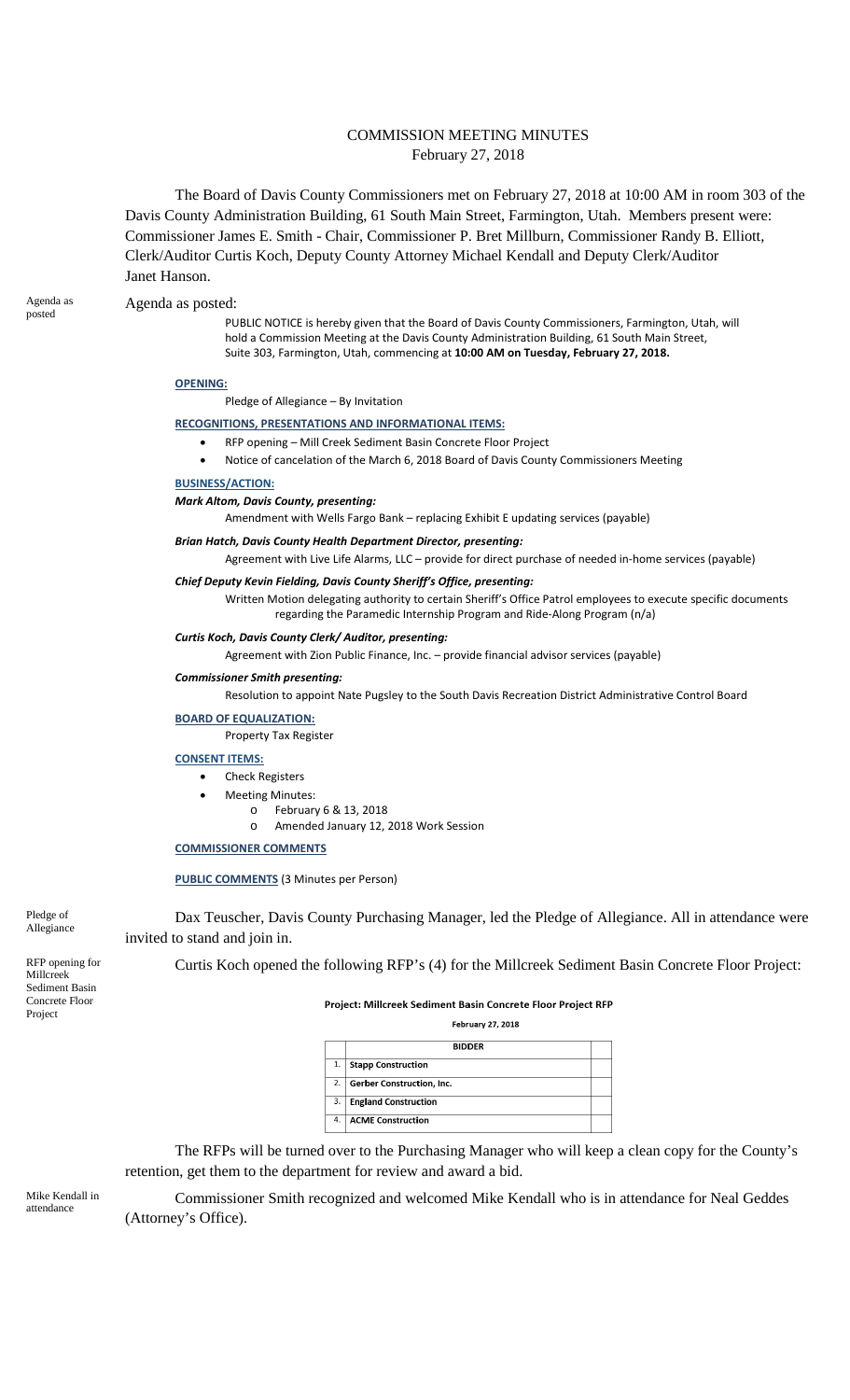# COMMISSION MEETING MINUTES
February 27, 2018

The Board of Davis County Commissioners met on February 27, 2018 at 10:00 AM in room 303 of the Davis County Administration Building, 61 South Main Street, Farmington, Utah. Members present were: Commissioner James E. Smith - Chair, Commissioner P. Bret Millburn, Commissioner Randy B. Elliott, Clerk/Auditor Curtis Koch, Deputy County Attorney Michael Kendall and Deputy Clerk/Auditor Janet Hanson.

Agenda as posted

Agenda as posted:

> PUBLIC NOTICE is hereby given that the Board of Davis County Commissioners, Farmington, Utah, will hold a Commission Meeting at the Davis County Administration Building, 61 South Main Street, Suite 303, Farmington, Utah, commencing at **10:00 AM on Tuesday, February 27, 2018.**
>
> **OPENING:**
>
> Pledge of Allegiance – By Invitation
>
> **RECOGNITIONS, PRESENTATIONS AND INFORMATIONAL ITEMS:**
>
> - RFP opening – Mill Creek Sediment Basin Concrete Floor Project
> - Notice of cancelation of the March 6, 2018 Board of Davis County Commissioners Meeting
>
> **BUSINESS/ACTION:**
>
> ***Mark Altom, Davis County, presenting:***
>
> Amendment with Wells Fargo Bank – replacing Exhibit E updating services (payable)
>
> ***Brian Hatch, Davis County Health Department Director, presenting:***
>
> Agreement with Live Life Alarms, LLC – provide for direct purchase of needed in-home services (payable)
>
> ***Chief Deputy Kevin Fielding, Davis County Sheriff's Office, presenting:***
>
> Written Motion delegating authority to certain Sheriff's Office Patrol employees to execute specific documents regarding the Paramedic Internship Program and Ride-Along Program (n/a)
>
> ***Curtis Koch, Davis County Clerk/ Auditor, presenting:***
>
> Agreement with Zion Public Finance, Inc. – provide financial advisor services (payable)
>
> ***Commissioner Smith presenting:***
>
> Resolution to appoint Nate Pugsley to the South Davis Recreation District Administrative Control Board
>
> **BOARD OF EQUALIZATION:**
>
> Property Tax Register
>
> **CONSENT ITEMS:**
>
> - Check Registers
> - Meeting Minutes:
>   - February 6 & 13, 2018
>   - Amended January 12, 2018 Work Session
>
> **COMMISSIONER COMMENTS**
>
> **PUBLIC COMMENTS** (3 Minutes per Person)

Pledge of Allegiance

Dax Teuscher, Davis County Purchasing Manager, led the Pledge of Allegiance. All in attendance were invited to stand and join in.

RFP opening for Millcreek Sediment Basin Concrete Floor Project

Curtis Koch opened the following RFP's (4) for the Millcreek Sediment Basin Concrete Floor Project:

**Project: Millcreek Sediment Basin Concrete Floor Project RFP**

**February 27, 2018**

| | BIDDER | |
|---|---|---|
| 1. | **Stapp Construction** | |
| 2. | **Gerber Construction, Inc.** | |
| 3. | **England Construction** | |
| 4. | **ACME Construction** | |

The RFPs will be turned over to the Purchasing Manager who will keep a clean copy for the County's retention, get them to the department for review and award a bid.

Mike Kendall in attendance

Commissioner Smith recognized and welcomed Mike Kendall who is in attendance for Neal Geddes (Attorney's Office).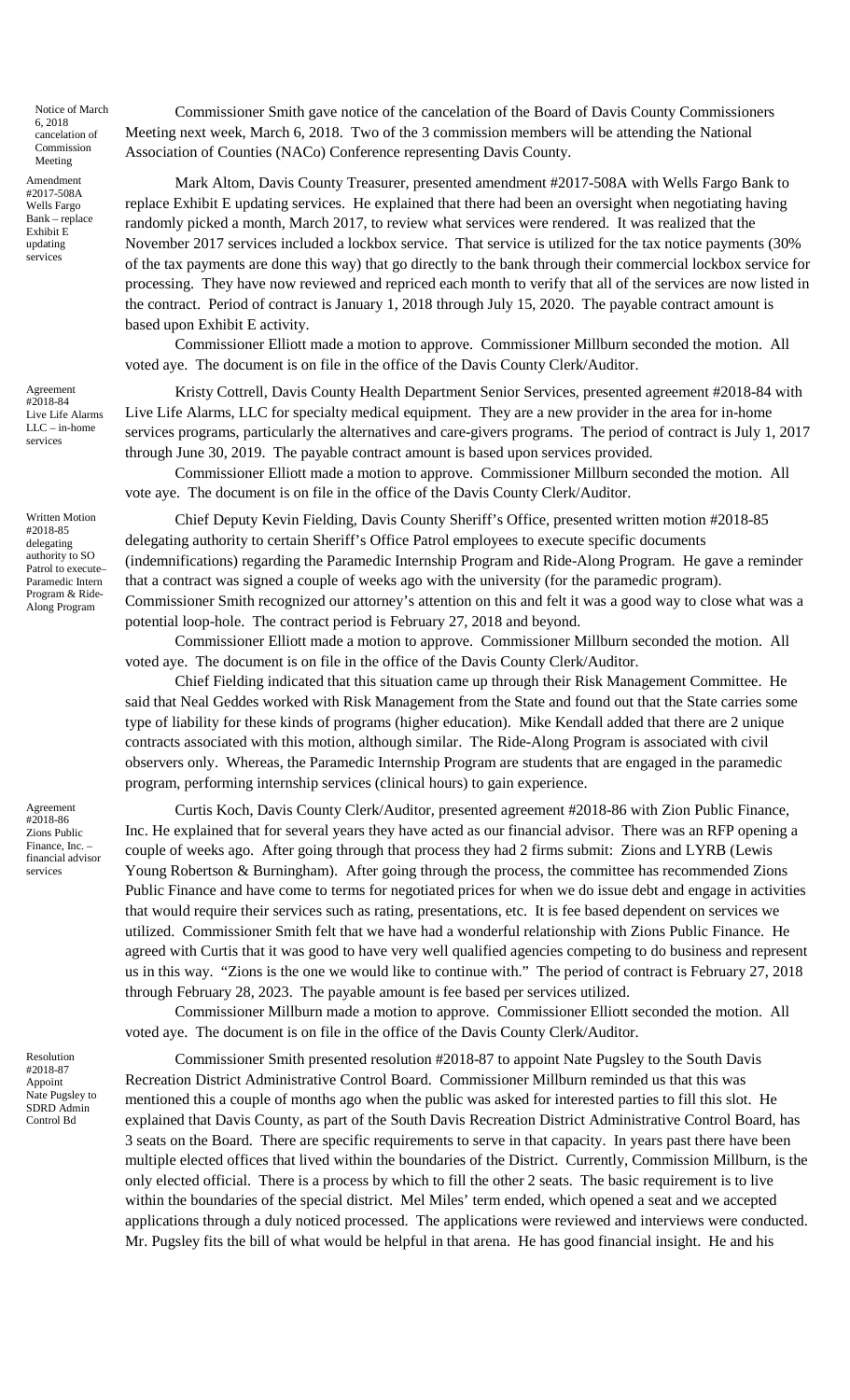Notice of March 6, 2018 cancelation of Commission Meeting

Commissioner Smith gave notice of the cancelation of the Board of Davis County Commissioners Meeting next week, March 6, 2018. Two of the 3 commission members will be attending the National Association of Counties (NACo) Conference representing Davis County.

Amendment #2017-508A Wells Fargo Bank – replace Exhibit E updating services

Mark Altom, Davis County Treasurer, presented amendment #2017-508A with Wells Fargo Bank to replace Exhibit E updating services. He explained that there had been an oversight when negotiating having randomly picked a month, March 2017, to review what services were rendered. It was realized that the November 2017 services included a lockbox service. That service is utilized for the tax notice payments (30% of the tax payments are done this way) that go directly to the bank through their commercial lockbox service for processing. They have now reviewed and repriced each month to verify that all of the services are now listed in the contract. Period of contract is January 1, 2018 through July 15, 2020. The payable contract amount is based upon Exhibit E activity.

Commissioner Elliott made a motion to approve. Commissioner Millburn seconded the motion. All voted aye. The document is on file in the office of the Davis County Clerk/Auditor.

Agreement #2018-84 Live Life Alarms LLC – in-home services

Kristy Cottrell, Davis County Health Department Senior Services, presented agreement #2018-84 with Live Life Alarms, LLC for specialty medical equipment. They are a new provider in the area for in-home services programs, particularly the alternatives and care-givers programs. The period of contract is July 1, 2017 through June 30, 2019. The payable contract amount is based upon services provided.

Commissioner Elliott made a motion to approve. Commissioner Millburn seconded the motion. All vote aye. The document is on file in the office of the Davis County Clerk/Auditor.

Written Motion #2018-85 delegating authority to SO Patrol to execute– Paramedic Intern Program & Ride-Along Program

Chief Deputy Kevin Fielding, Davis County Sheriff's Office, presented written motion #2018-85 delegating authority to certain Sheriff's Office Patrol employees to execute specific documents (indemnifications) regarding the Paramedic Internship Program and Ride-Along Program. He gave a reminder that a contract was signed a couple of weeks ago with the university (for the paramedic program). Commissioner Smith recognized our attorney's attention on this and felt it was a good way to close what was a potential loop-hole. The contract period is February 27, 2018 and beyond.

Commissioner Elliott made a motion to approve. Commissioner Millburn seconded the motion. All voted aye. The document is on file in the office of the Davis County Clerk/Auditor.

Chief Fielding indicated that this situation came up through their Risk Management Committee. He said that Neal Geddes worked with Risk Management from the State and found out that the State carries some type of liability for these kinds of programs (higher education). Mike Kendall added that there are 2 unique contracts associated with this motion, although similar. The Ride-Along Program is associated with civil observers only. Whereas, the Paramedic Internship Program are students that are engaged in the paramedic program, performing internship services (clinical hours) to gain experience.

Agreement #2018-86 Zions Public Finance, Inc. – financial advisor services

Curtis Koch, Davis County Clerk/Auditor, presented agreement #2018-86 with Zion Public Finance, Inc. He explained that for several years they have acted as our financial advisor. There was an RFP opening a couple of weeks ago. After going through that process they had 2 firms submit: Zions and LYRB (Lewis Young Robertson & Burningham). After going through the process, the committee has recommended Zions Public Finance and have come to terms for negotiated prices for when we do issue debt and engage in activities that would require their services such as rating, presentations, etc. It is fee based dependent on services we utilized. Commissioner Smith felt that we have had a wonderful relationship with Zions Public Finance. He agreed with Curtis that it was good to have very well qualified agencies competing to do business and represent us in this way. "Zions is the one we would like to continue with." The period of contract is February 27, 2018 through February 28, 2023. The payable amount is fee based per services utilized.

Commissioner Millburn made a motion to approve. Commissioner Elliott seconded the motion. All voted aye. The document is on file in the office of the Davis County Clerk/Auditor.

Resolution #2018-87 Appoint Nate Pugsley to SDRD Admin Control Bd

Commissioner Smith presented resolution #2018-87 to appoint Nate Pugsley to the South Davis Recreation District Administrative Control Board. Commissioner Millburn reminded us that this was mentioned this a couple of months ago when the public was asked for interested parties to fill this slot. He explained that Davis County, as part of the South Davis Recreation District Administrative Control Board, has 3 seats on the Board. There are specific requirements to serve in that capacity. In years past there have been multiple elected offices that lived within the boundaries of the District. Currently, Commission Millburn, is the only elected official. There is a process by which to fill the other 2 seats. The basic requirement is to live within the boundaries of the special district. Mel Miles' term ended, which opened a seat and we accepted applications through a duly noticed processed. The applications were reviewed and interviews were conducted. Mr. Pugsley fits the bill of what would be helpful in that arena. He has good financial insight. He and his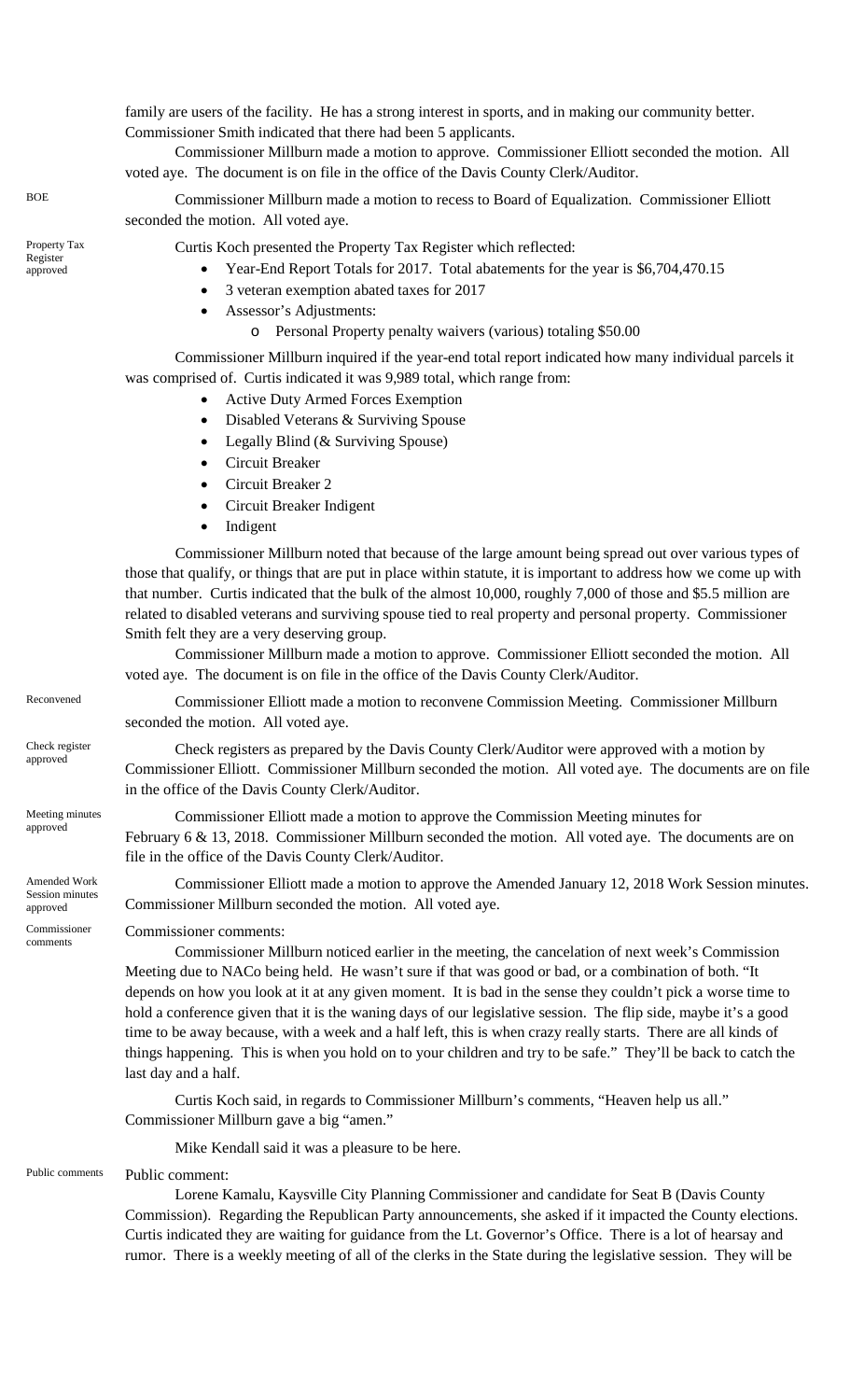family are users of the facility. He has a strong interest in sports, and in making our community better. Commissioner Smith indicated that there had been 5 applicants.

Commissioner Millburn made a motion to approve. Commissioner Elliott seconded the motion. All voted aye. The document is on file in the office of the Davis County Clerk/Auditor.

BOE

Commissioner Millburn made a motion to recess to Board of Equalization. Commissioner Elliott seconded the motion. All voted aye.

Property Tax Register approved

Curtis Koch presented the Property Tax Register which reflected:

- Year-End Report Totals for 2017. Total abatements for the year is $6,704,470.15
- 3 veteran exemption abated taxes for 2017
- Assessor's Adjustments:
  - Personal Property penalty waivers (various) totaling $50.00

Commissioner Millburn inquired if the year-end total report indicated how many individual parcels it was comprised of. Curtis indicated it was 9,989 total, which range from:

- Active Duty Armed Forces Exemption
- Disabled Veterans & Surviving Spouse
- Legally Blind (& Surviving Spouse)
- Circuit Breaker
- Circuit Breaker 2
- Circuit Breaker Indigent
- Indigent

Commissioner Millburn noted that because of the large amount being spread out over various types of those that qualify, or things that are put in place within statute, it is important to address how we come up with that number. Curtis indicated that the bulk of the almost 10,000, roughly 7,000 of those and $5.5 million are related to disabled veterans and surviving spouse tied to real property and personal property. Commissioner Smith felt they are a very deserving group.

Commissioner Millburn made a motion to approve. Commissioner Elliott seconded the motion. All voted aye. The document is on file in the office of the Davis County Clerk/Auditor.

Reconvened

Commissioner Elliott made a motion to reconvene Commission Meeting. Commissioner Millburn seconded the motion. All voted aye.

Check register approved

Check registers as prepared by the Davis County Clerk/Auditor were approved with a motion by Commissioner Elliott. Commissioner Millburn seconded the motion. All voted aye. The documents are on file in the office of the Davis County Clerk/Auditor.

Meeting minutes approved

Commissioner Elliott made a motion to approve the Commission Meeting minutes for February 6 & 13, 2018. Commissioner Millburn seconded the motion. All voted aye. The documents are on file in the office of the Davis County Clerk/Auditor.

Amended Work Session minutes approved

Commissioner Elliott made a motion to approve the Amended January 12, 2018 Work Session minutes. Commissioner Millburn seconded the motion. All voted aye.

Commissioner comments

Commissioner comments:

Commissioner Millburn noticed earlier in the meeting, the cancelation of next week's Commission Meeting due to NACo being held. He wasn't sure if that was good or bad, or a combination of both. "It depends on how you look at it at any given moment. It is bad in the sense they couldn't pick a worse time to hold a conference given that it is the waning days of our legislative session. The flip side, maybe it's a good time to be away because, with a week and a half left, this is when crazy really starts. There are all kinds of things happening. This is when you hold on to your children and try to be safe." They'll be back to catch the last day and a half.

Curtis Koch said, in regards to Commissioner Millburn's comments, "Heaven help us all." Commissioner Millburn gave a big "amen."

Mike Kendall said it was a pleasure to be here.

Public comments

Public comment:

Lorene Kamalu, Kaysville City Planning Commissioner and candidate for Seat B (Davis County Commission). Regarding the Republican Party announcements, she asked if it impacted the County elections. Curtis indicated they are waiting for guidance from the Lt. Governor's Office. There is a lot of hearsay and rumor. There is a weekly meeting of all of the clerks in the State during the legislative session. They will be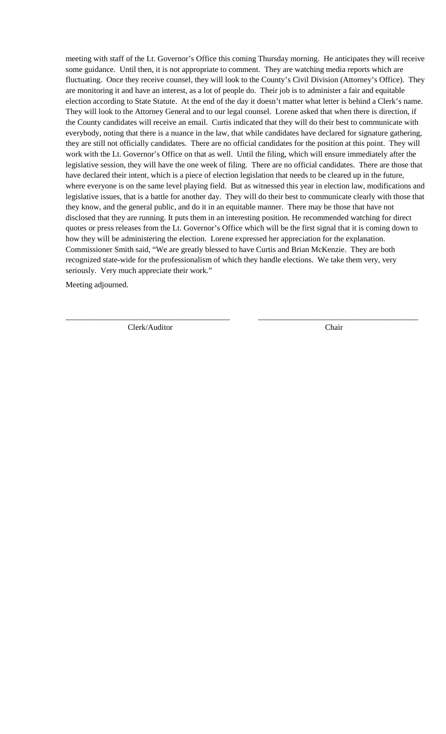meeting with staff of the Lt. Governor's Office this coming Thursday morning. He anticipates they will receive some guidance. Until then, it is not appropriate to comment. They are watching media reports which are fluctuating. Once they receive counsel, they will look to the County's Civil Division (Attorney's Office). They are monitoring it and have an interest, as a lot of people do. Their job is to administer a fair and equitable election according to State Statute. At the end of the day it doesn't matter what letter is behind a Clerk's name. They will look to the Attorney General and to our legal counsel. Lorene asked that when there is direction, if the County candidates will receive an email. Curtis indicated that they will do their best to communicate with everybody, noting that there is a nuance in the law, that while candidates have declared for signature gathering, they are still not officially candidates. There are no official candidates for the position at this point. They will work with the Lt. Governor's Office on that as well. Until the filing, which will ensure immediately after the legislative session, they will have the one week of filing. There are no official candidates. There are those that have declared their intent, which is a piece of election legislation that needs to be cleared up in the future, where everyone is on the same level playing field. But as witnessed this year in election law, modifications and legislative issues, that is a battle for another day. They will do their best to communicate clearly with those that they know, and the general public, and do it in an equitable manner. There may be those that have not disclosed that they are running. It puts them in an interesting position. He recommended watching for direct quotes or press releases from the Lt. Governor's Office which will be the first signal that it is coming down to how they will be administering the election. Lorene expressed her appreciation for the explanation. Commissioner Smith said, "We are greatly blessed to have Curtis and Brian McKenzie. They are both recognized state-wide for the professionalism of which they handle elections. We take them very, very seriously. Very much appreciate their work."

Meeting adjourned.

\_\_\_\_\_\_\_\_\_\_\_\_\_\_\_\_\_\_\_\_\_\_\_\_\_\_\_\_\_\_\_\_\_\_\_\_\_\_\_\_ \_\_\_\_\_\_\_\_\_\_\_\_\_\_\_\_\_\_\_\_\_\_\_\_\_\_\_\_\_\_\_\_\_\_\_\_\_\_\_\_

Clerk/Auditor Chair